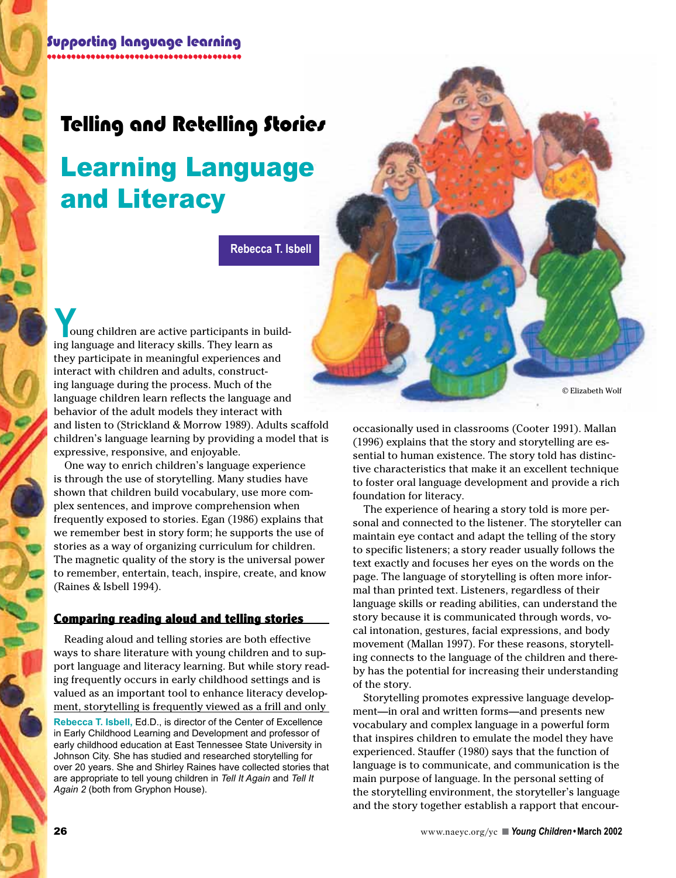Supporting language learning

# Telling and Retelling Stories

# Learning Language and Literacy

**Rebecca T. Isbell**

© Elizabeth Wolf

Young children are active participants in building language and literacy skills. They learn as they participate in meaningful experiences and interact with children and adults, constructing language during the process. Much of the language children learn reflects the language and behavior of the adult models they interact with and listen to (Strickland & Morrow 1989). Adults scaffold children's language learning by providing a model that is expressive, responsive, and enjoyable.

One way to enrich children's language experience is through the use of storytelling. Many studies have shown that children build vocabulary, use more complex sentences, and improve comprehension when frequently exposed to stories. Egan (1986) explains that we remember best in story form; he supports the use of stories as a way of organizing curriculum for children. The magnetic quality of the story is the universal power to remember, entertain, teach, inspire, create, and know (Raines & Isbell 1994).

## Comparing reading aloud and telling stories

Reading aloud and telling stories are both effective ways to share literature with young children and to support language and literacy learning. But while story reading frequently occurs in early childhood settings and is valued as an important tool to enhance literacy development, storytelling is frequently viewed as a frill and only occasionally used in classrooms (Cooter 1991). Mallan (1996) explains that the story and storytelling are essential to human existence. The story told has distinctive characteristics that make it an excellent technique to foster oral language development and provide a rich foundation for literacy.

The experience of hearing a story told is more personal and connected to the listener. The storyteller can maintain eye contact and adapt the telling of the story to specific listeners; a story reader usually follows the text exactly and focuses her eyes on the words on the page. The language of storytelling is often more informal than printed text. Listeners, regardless of their language skills or reading abilities, can understand the story because it is communicated through words, vocal intonation, gestures, facial expressions, and body movement (Mallan 1997). For these reasons, storytelling connects to the language of the children and thereby has the potential for increasing their understanding of the story.

Storytelling promotes expressive language development—in oral and written forms—and presents new vocabulary and complex language in a powerful form that inspires children to emulate the model they have experienced. Stauffer (1980) says that the function of language is to communicate, and communication is the main purpose of language. In the personal setting of the storytelling environment, the storyteller's language and the story together establish a rapport that encour-

**Rebecca T. Isbell,** Ed.D., is director of the Center of Excellence in Early Childhood Learning and Development and professor of early childhood education at East Tennessee State University in Johnson City. She has studied and researched storytelling for over 20 years. She and Shirley Raines have collected stories that are appropriate to tell young children in *Tell It Again* and *Tell It Again 2* (both from Gryphon House).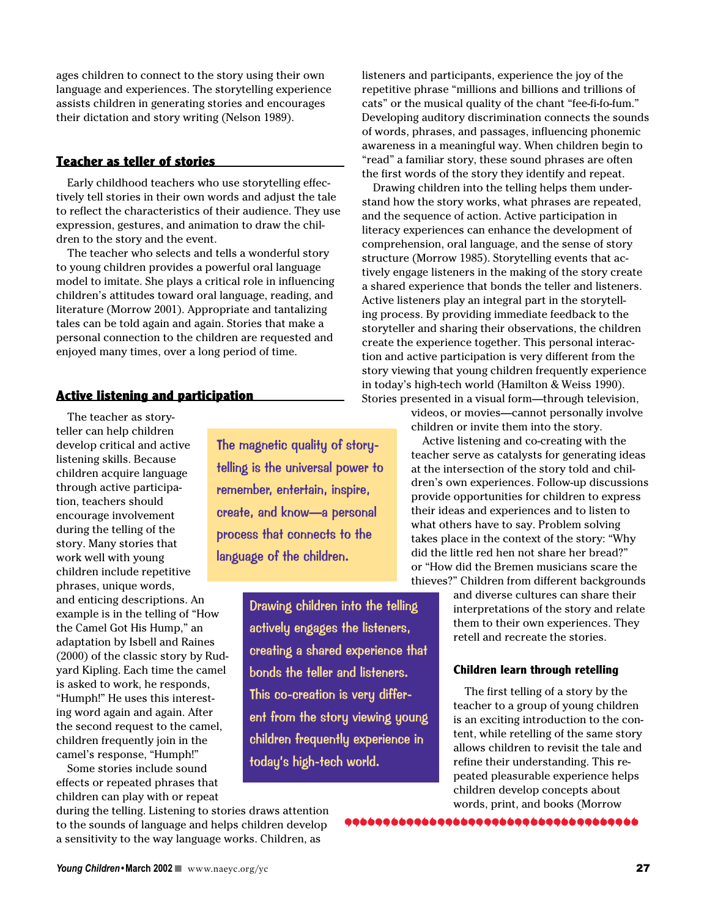ages children to connect to the story using their own language and experiences. The storytelling experience assists children in generating stories and encourages their dictation and story writing (Nelson 1989).

## Teacher as teller of stories

Early childhood teachers who use storytelling effectively tell stories in their own words and adjust the tale to reflect the characteristics of their audience. They use expression, gestures, and animation to draw the children to the story and the event.

The teacher who selects and tells a wonderful story to young children provides a powerful oral language model to imitate. She plays a critical role in influencing children's attitudes toward oral language, reading, and literature (Morrow 2001). Appropriate and tantalizing tales can be told again and again. Stories that make a personal connection to the children are requested and enjoyed many times, over a long period of time.

## Active listening and participation

The teacher as storyteller can help children develop critical and active listening skills. Because children acquire language through active participation, teachers should encourage involvement during the telling of the story. Many stories that work well with young children include repetitive phrases, unique words, and enticing descriptions. An example is in the telling of "How the Camel Got His Hump," an adaptation by Isbell and Raines (2000) of the classic story by Rudyard Kipling. Each time the camel is asked to work, he responds, "Humph!" He uses this interesting word again and again. After the second request to the camel, children frequently join in the camel's response, "Humph!"

Some stories include sound effects or repeated phrases that children can play with or repeat during the telling. Listening to stories draws attention to the sounds of language and helps children develop a sensitivity to the way language works. Children, as listeners and participants, experience the joy of the repetitive phrase "millions and billions and trillions of cats" or the musical quality of the chant "fee-fi-fo-fum." Developing auditory discrimination connects the sounds of words, phrases, and passages, influencing phonemic awareness in a meaningful way. When children begin to "read" a familiar story, these sound phrases are often the first words of the story they identify and repeat.

> The magnetic quality of storytelling is the universal power to remember, entertain, inspire, create, and know—a personal process that connects to the language of the children.

Drawing children into the telling helps them understand how the story works, what phrases are repeated, and the sequence of action. Active participation in literacy experiences can enhance the development of comprehension, oral language, and the sense of story structure (Morrow 1985). Storytelling events that actively engage listeners in the making of the story create a shared experience that bonds the teller and listeners. Active listeners play an integral part in the storytelling process. By providing immediate feedback to the storyteller and sharing their observations, the children create the experience together. This personal interaction and active participation is very different from the story viewing that young children frequently experience in today's high-tech world (Hamilton & Weiss 1990). Stories presented in a visual form—through television, videos, or movies—cannot personally involve children or invite them into the story.

> Drawing children into the telling actively engages the listeners, creating a shared experience that bonds the teller and listeners. This co-creation is very different from the story viewing young children frequently experience in today's high-tech world.

Active listening and co-creating with the teacher serve as catalysts for generating ideas at the intersection of the story told and children's own experiences. Follow-up discussions provide opportunities for children to express their ideas and experiences and to listen to what others have to say. Problem solving takes place in the context of the story: "Why did the little red hen not share her bread?" or "How did the Bremen musicians scare the thieves?" Children from different backgrounds and diverse cultures can share their interpretations of the story and relate them to their own experiences. They retell and recreate the stories.

### Children learn through retelling

The first telling of a story by the teacher to a group of young children is an exciting introduction to the content, while retelling of the same story allows children to revisit the tale and refine their understanding. This repeated pleasurable experience helps children develop concepts about words, print, and books (Morrow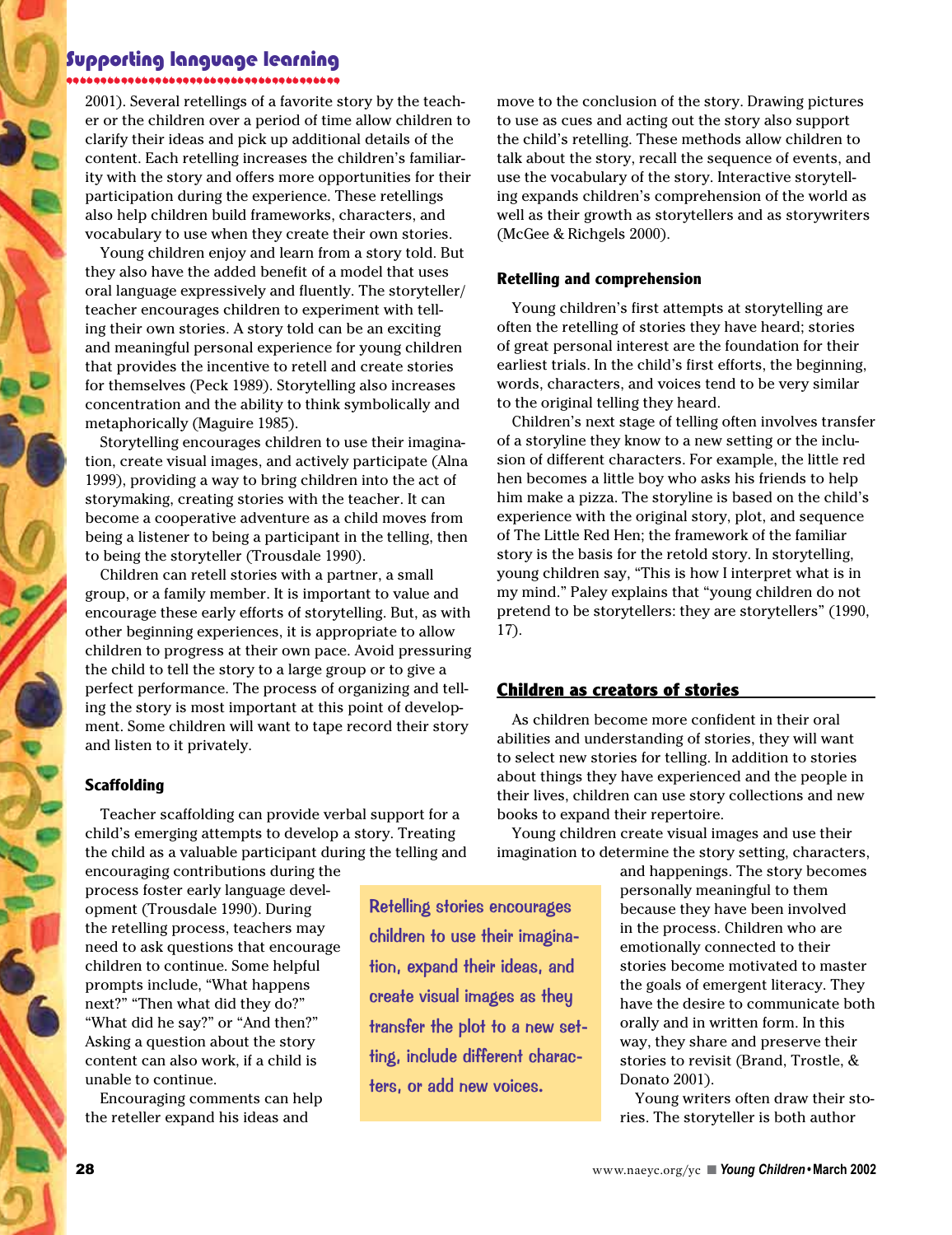2001). Several retellings of a favorite story by the teacher or the children over a period of time allow children to clarify their ideas and pick up additional details of the content. Each retelling increases the children's familiarity with the story and offers more opportunities for their participation during the experience. These retellings also help children build frameworks, characters, and vocabulary to use when they create their own stories.

Young children enjoy and learn from a story told. But they also have the added benefit of a model that uses oral language expressively and fluently. The storyteller/teacher encourages children to experiment with telling their own stories. A story told can be an exciting and meaningful personal experience for young children that provides the incentive to retell and create stories for themselves (Peck 1989). Storytelling also increases concentration and the ability to think symbolically and metaphorically (Maguire 1985).

Storytelling encourages children to use their imagination, create visual images, and actively participate (Alna 1999), providing a way to bring children into the act of storymaking, creating stories with the teacher. It can become a cooperative adventure as a child moves from being a listener to being a participant in the telling, then to being the storyteller (Trousdale 1990).

Children can retell stories with a partner, a small group, or a family member. It is important to value and encourage these early efforts of storytelling. But, as with other beginning experiences, it is appropriate to allow children to progress at their own pace. Avoid pressuring the child to tell the story to a large group or to give a perfect performance. The process of organizing and telling the story is most important at this point of development. Some children will want to tape record their story and listen to it privately.

### Scaffolding

Teacher scaffolding can provide verbal support for a child's emerging attempts to develop a story. Treating the child as a valuable participant during the telling and encouraging contributions during the process foster early language development (Trousdale 1990). During the retelling process, teachers may need to ask questions that encourage children to continue. Some helpful prompts include, "What happens next?" "Then what did they do?" "What did he say?" or "And then?" Asking a question about the story content can also work, if a child is unable to continue.

Encouraging comments can help the reteller expand his ideas and move to the conclusion of the story. Drawing pictures to use as cues and acting out the story also support the child's retelling. These methods allow children to talk about the story, recall the sequence of events, and use the vocabulary of the story. Interactive storytelling expands children's comprehension of the world as well as their growth as storytellers and as storywriters (McGee & Richgels 2000).

> Retelling stories encourages children to use their imagination, expand their ideas, and create visual images as they transfer the plot to a new setting, include different characters, or add new voices.

### Retelling and comprehension

Young children's first attempts at storytelling are often the retelling of stories they have heard; stories of great personal interest are the foundation for their earliest trials. In the child's first efforts, the beginning, words, characters, and voices tend to be very similar to the original telling they heard.

Children's next stage of telling often involves transfer of a storyline they know to a new setting or the inclusion of different characters. For example, the little red hen becomes a little boy who asks his friends to help him make a pizza. The storyline is based on the child's experience with the original story, plot, and sequence of The Little Red Hen; the framework of the familiar story is the basis for the retold story. In storytelling, young children say, "This is how I interpret what is in my mind." Paley explains that "young children do not pretend to be storytellers: they are storytellers" (1990, 17).

## Children as creators of stories

As children become more confident in their oral abilities and understanding of stories, they will want to select new stories for telling. In addition to stories about things they have experienced and the people in their lives, children can use story collections and new books to expand their repertoire.

Young children create visual images and use their imagination to determine the story setting, characters, and happenings. The story becomes personally meaningful to them because they have been involved in the process. Children who are emotionally connected to their stories become motivated to master the goals of emergent literacy. They have the desire to communicate both orally and in written form. In this way, they share and preserve their stories to revisit (Brand, Trostle, & Donato 2001).

Young writers often draw their stories. The storyteller is both author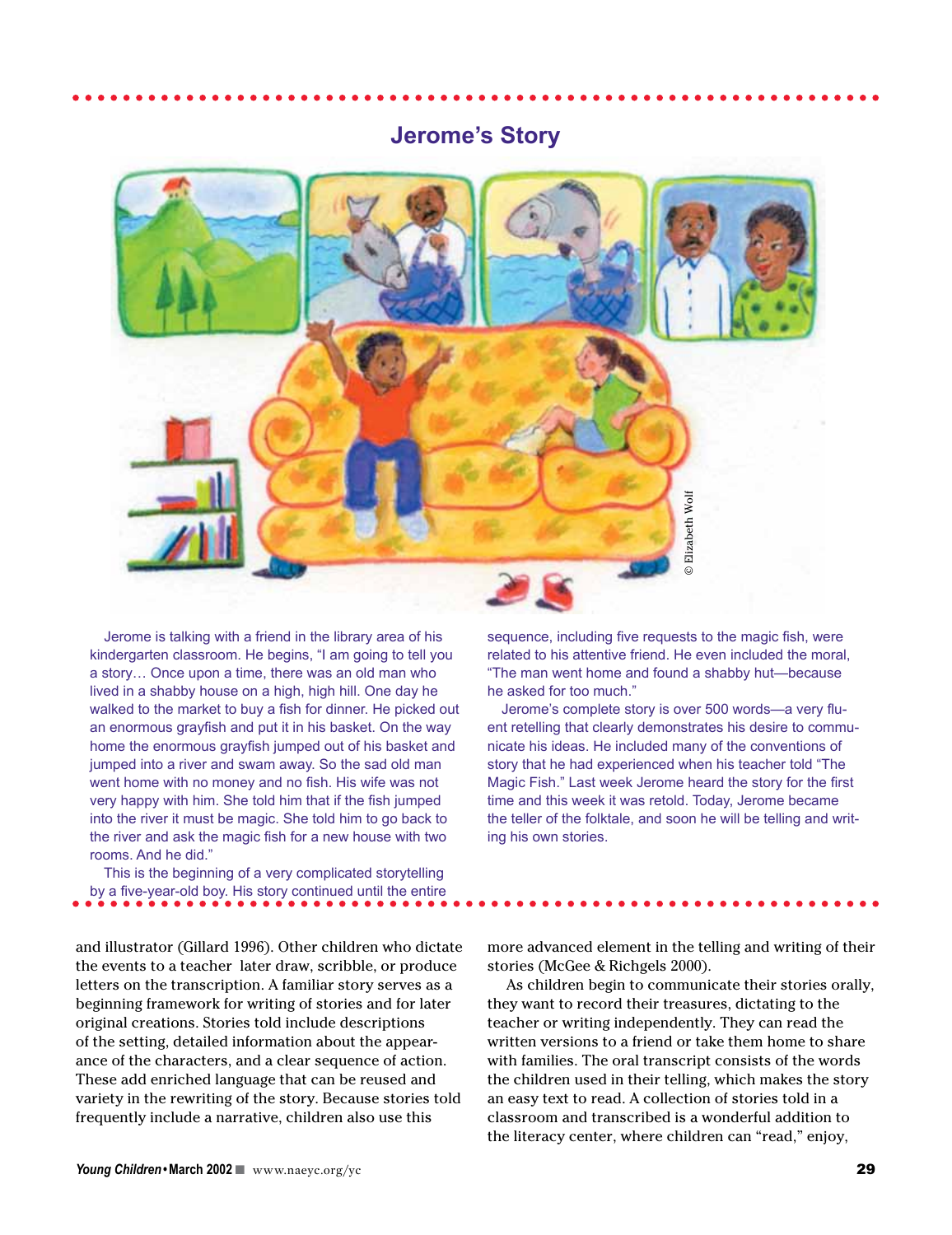## Jerome's Story

© Elizabeth Wolf

Jerome is talking with a friend in the library area of his kindergarten classroom. He begins, "I am going to tell you a story… Once upon a time, there was an old man who lived in a shabby house on a high, high hill. One day he walked to the market to buy a fish for dinner. He picked out an enormous grayfish and put it in his basket. On the way home the enormous grayfish jumped out of his basket and jumped into a river and swam away. So the sad old man went home with no money and no fish. His wife was not very happy with him. She told him that if the fish jumped into the river it must be magic. She told him to go back to the river and ask the magic fish for a new house with two rooms. And he did."

This is the beginning of a very complicated storytelling by a five-year-old boy. His story continued until the entire sequence, including five requests to the magic fish, were related to his attentive friend. He even included the moral, "The man went home and found a shabby hut—because he asked for too much."

Jerome's complete story is over 500 words—a very fluent retelling that clearly demonstrates his desire to communicate his ideas. He included many of the conventions of story that he had experienced when his teacher told "The Magic Fish." Last week Jerome heard the story for the first time and this week it was retold. Today, Jerome became the teller of the folktale, and soon he will be telling and writing his own stories.

---

and illustrator (Gillard 1996). Other children who dictate the events to a teacher later draw, scribble, or produce letters on the transcription. A familiar story serves as a beginning framework for writing of stories and for later original creations. Stories told include descriptions of the setting, detailed information about the appearance of the characters, and a clear sequence of action. These add enriched language that can be reused and variety in the rewriting of the story. Because stories told frequently include a narrative, children also use this more advanced element in the telling and writing of their stories (McGee & Richgels 2000).

As children begin to communicate their stories orally, they want to record their treasures, dictating to the teacher or writing independently. They can read the written versions to a friend or take them home to share with families. The oral transcript consists of the words the children used in their telling, which makes the story an easy text to read. A collection of stories told in a classroom and transcribed is a wonderful addition to the literacy center, where children can "read," enjoy,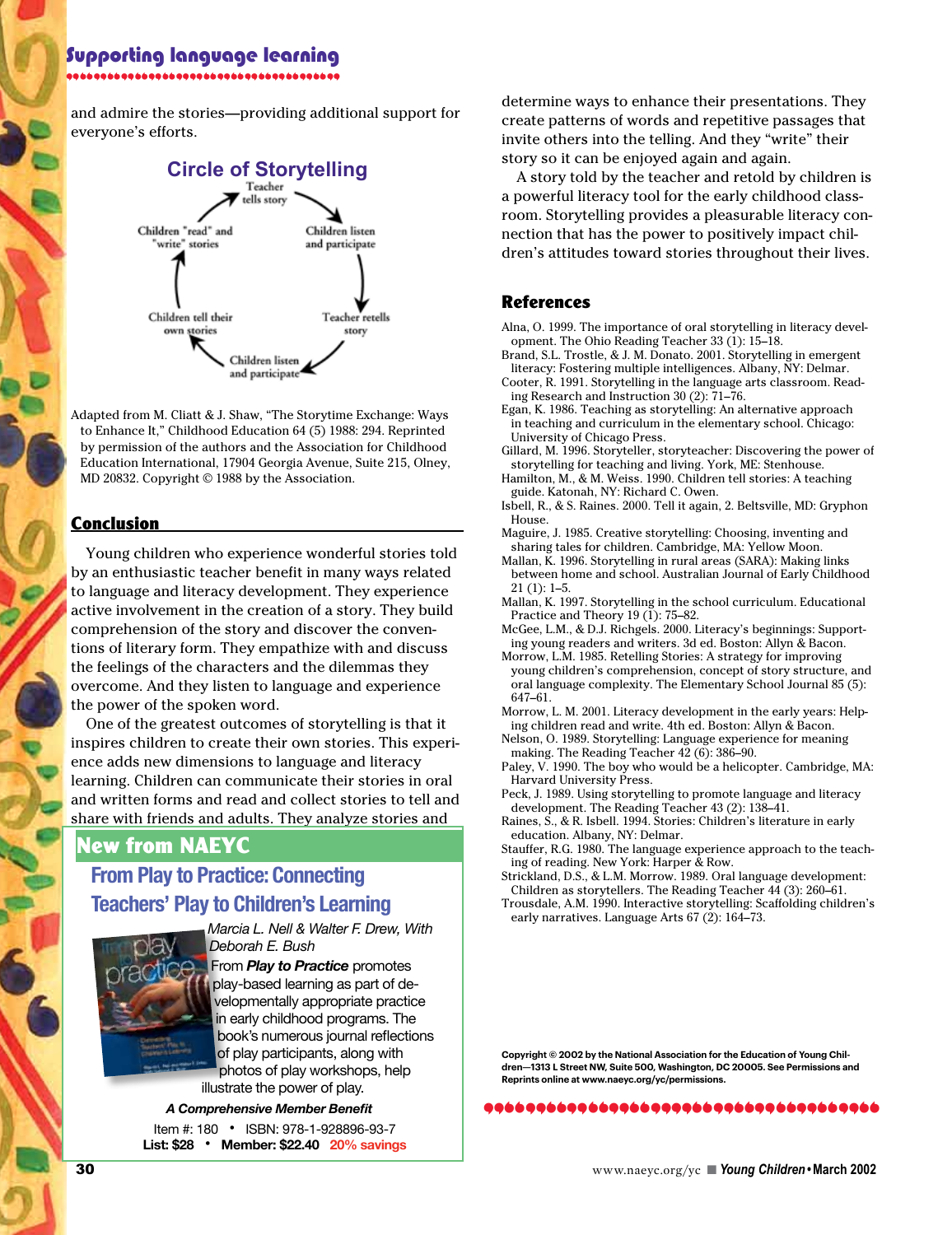and admire the stories—providing additional support for everyone's efforts.

## Circle of Storytelling

Teacher tells story

Children listen and participate

Teacher retells story

Children listen and participate

Children tell their own stories

Children "read" and "write" stories

Adapted from M. Cliatt & J. Shaw, "The Storytime Exchange: Ways to Enhance It," Childhood Education 64 (5) 1988: 294. Reprinted by permission of the authors and the Association for Childhood Education International, 17904 Georgia Avenue, Suite 215, Olney, MD 20832. Copyright © 1988 by the Association.

## Conclusion

Young children who experience wonderful stories told by an enthusiastic teacher benefit in many ways related to language and literacy development. They experience active involvement in the creation of a story. They build comprehension of the story and discover the conventions of literary form. They empathize with and discuss the feelings of the characters and the dilemmas they overcome. And they listen to language and experience the power of the spoken word.

One of the greatest outcomes of storytelling is that it inspires children to create their own stories. This experience adds new dimensions to language and literacy learning. Children can communicate their stories in oral and written forms and read and collect stories to tell and share with friends and adults. They analyze stories and determine ways to enhance their presentations. They create patterns of words and repetitive passages that invite others into the telling. And they "write" their story so it can be enjoyed again and again.

A story told by the teacher and retold by children is a powerful literacy tool for the early childhood classroom. Storytelling provides a pleasurable literacy connection that has the power to positively impact children's attitudes toward stories throughout their lives.

## New from NAEYC

### From Play to Practice: Connecting Teachers' Play to Children's Learning

*Marcia L. Nell & Walter F. Drew, With Deborah E. Bush*

From ***Play to Practice*** promotes play-based learning as part of developmentally appropriate practice in early childhood programs. The book's numerous journal reflections of play participants, along with photos of play workshops, help illustrate the power of play.

***A Comprehensive Member Benefit***

Item #: 180 • ISBN: 978-1-928896-93-7

**List: $28 • Member: $22.40** 20% savings

## References

Alna, O. 1999. The importance of oral storytelling in literacy development. The Ohio Reading Teacher 33 (1): 15–18.

Brand, S.L. Trostle, & J. M. Donato. 2001. Storytelling in emergent literacy: Fostering multiple intelligences. Albany, NY: Delmar.

Cooter, R. 1991. Storytelling in the language arts classroom. Reading Research and Instruction 30 (2): 71–76.

Egan, K. 1986. Teaching as storytelling: An alternative approach in teaching and curriculum in the elementary school. Chicago: University of Chicago Press.

Gillard, M. 1996. Storyteller, storyteacher: Discovering the power of storytelling for teaching and living. York, ME: Stenhouse.

Hamilton, M., & M. Weiss. 1990. Children tell stories: A teaching guide. Katonah, NY: Richard C. Owen.

Isbell, R., & S. Raines. 2000. Tell it again, 2. Beltsville, MD: Gryphon House.

Maguire, J. 1985. Creative storytelling: Choosing, inventing and sharing tales for children. Cambridge, MA: Yellow Moon.

Mallan, K. 1996. Storytelling in rural areas (SARA): Making links between home and school. Australian Journal of Early Childhood 21 (1): 1–5.

Mallan, K. 1997. Storytelling in the school curriculum. Educational Practice and Theory 19 (1): 75–82.

McGee, L.M., & D.J. Richgels. 2000. Literacy's beginnings: Supporting young readers and writers. 3d ed. Boston: Allyn & Bacon.

Morrow, L.M. 1985. Retelling Stories: A strategy for improving young children's comprehension, concept of story structure, and oral language complexity. The Elementary School Journal 85 (5): 647–61.

Morrow, L. M. 2001. Literacy development in the early years: Helping children read and write. 4th ed. Boston: Allyn & Bacon.

Nelson, O. 1989. Storytelling: Language experience for meaning making. The Reading Teacher 42 (6): 386–90.

Paley, V. 1990. The boy who would be a helicopter. Cambridge, MA: Harvard University Press.

Peck, J. 1989. Using storytelling to promote language and literacy development. The Reading Teacher 43 (2): 138–41.

Raines, S., & R. Isbell. 1994. Stories: Children's literature in early education. Albany, NY: Delmar.

Stauffer, R.G. 1980. The language experience approach to the teaching of reading. New York: Harper & Row.

Strickland, D.S., & L.M. Morrow. 1989. Oral language development: Children as storytellers. The Reading Teacher 44 (3): 260–61.

Trousdale, A.M. 1990. Interactive storytelling: Scaffolding children's early narratives. Language Arts 67 (2): 164–73.

**Copyright © 2002 by the National Association for the Education of Young Children—1313 L Street NW, Suite 500, Washington, DC 20005. See Permissions and Reprints online at www.naeyc.org/yc/permissions.**